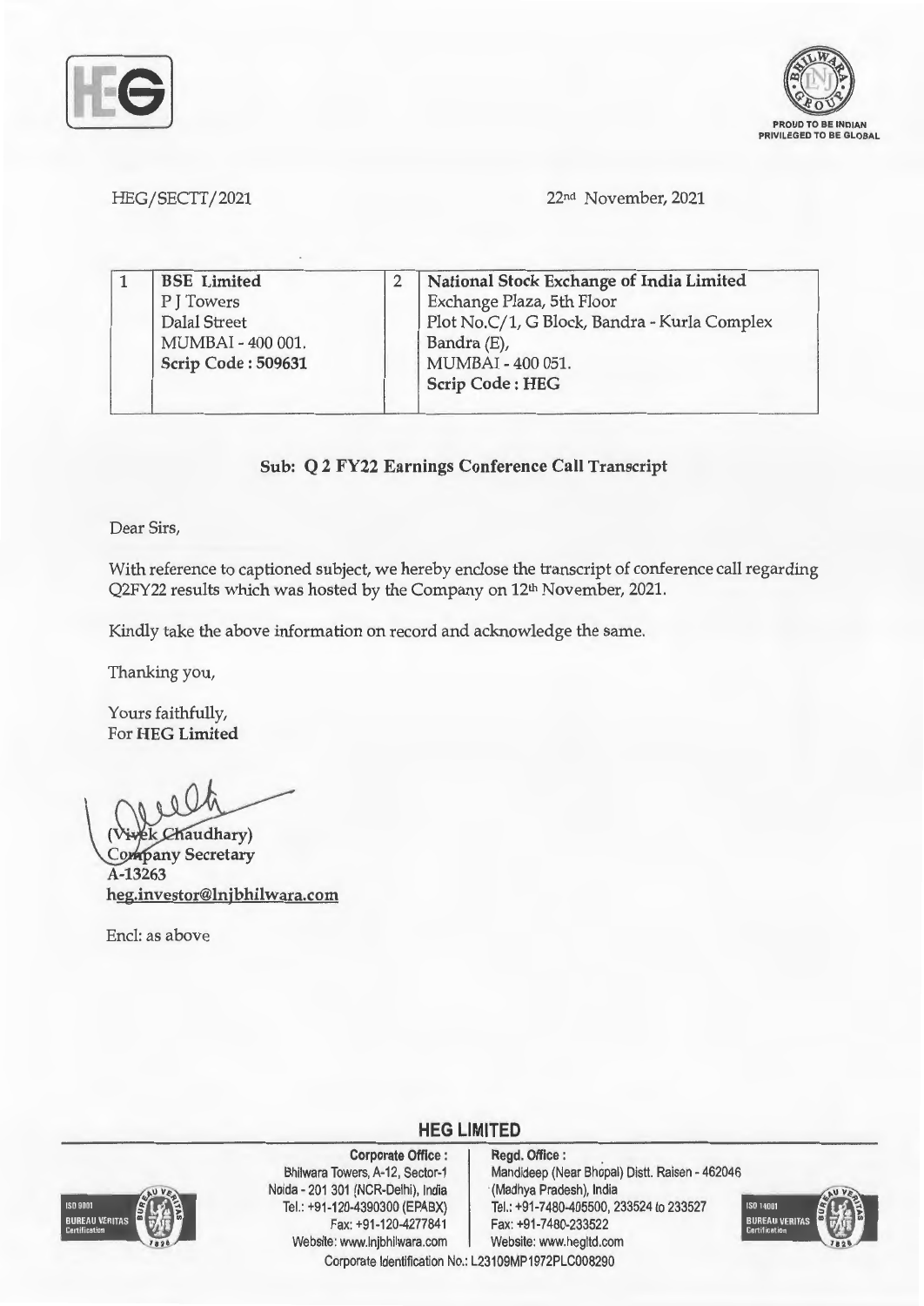HEG/SECTT/2021

22nd November, 2021

| 1 | **BSE Limited**<br>P J Towers<br>Dalal Street<br>MUMBAI - 400 001.<br>**Scrip Code : 509631** | 2 | **National Stock Exchange of India Limited**<br>Exchange Plaza, 5th Floor<br>Plot No.C/1, G Block, Bandra - Kurla Complex<br>Bandra (E),<br>MUMBAI - 400 051.<br>**Scrip Code : HEG** |
|---|---|---|---|

**Sub: Q 2 FY22 Earnings Conference Call Transcript**

Dear Sirs,

With reference to captioned subject, we hereby enclose the transcript of conference call regarding Q2FY22 results which was hosted by the Company on 12th November, 2021.

Kindly take the above information on record and acknowledge the same.

Thanking you,

Yours faithfully,
For **HEG Limited**

**(Vivek Chaudhary)**
**Company Secretary**
**A-13263**
**heg.investor@lnjbhilwara.com**

Encl: as above

## HEG LIMITED

**Corporate Office :**
Bhilwara Towers, A-12, Sector-1
Noida - 201 301 (NCR-Delhi), India
Tel.: +91-120-4390300 (EPABX)
Fax: +91-120-4277841
Website: www.lnjbhilwara.com

**Regd. Office :**
Mandideep (Near Bhopal) Distt. Raisen - 462046
(Madhya Pradesh), India
Tel.: +91-7480-405500, 233524 to 233527
Fax: +91-7480-233522
Website: www.hegltd.com

Corporate Identification No.: L23109MP1972PLC008290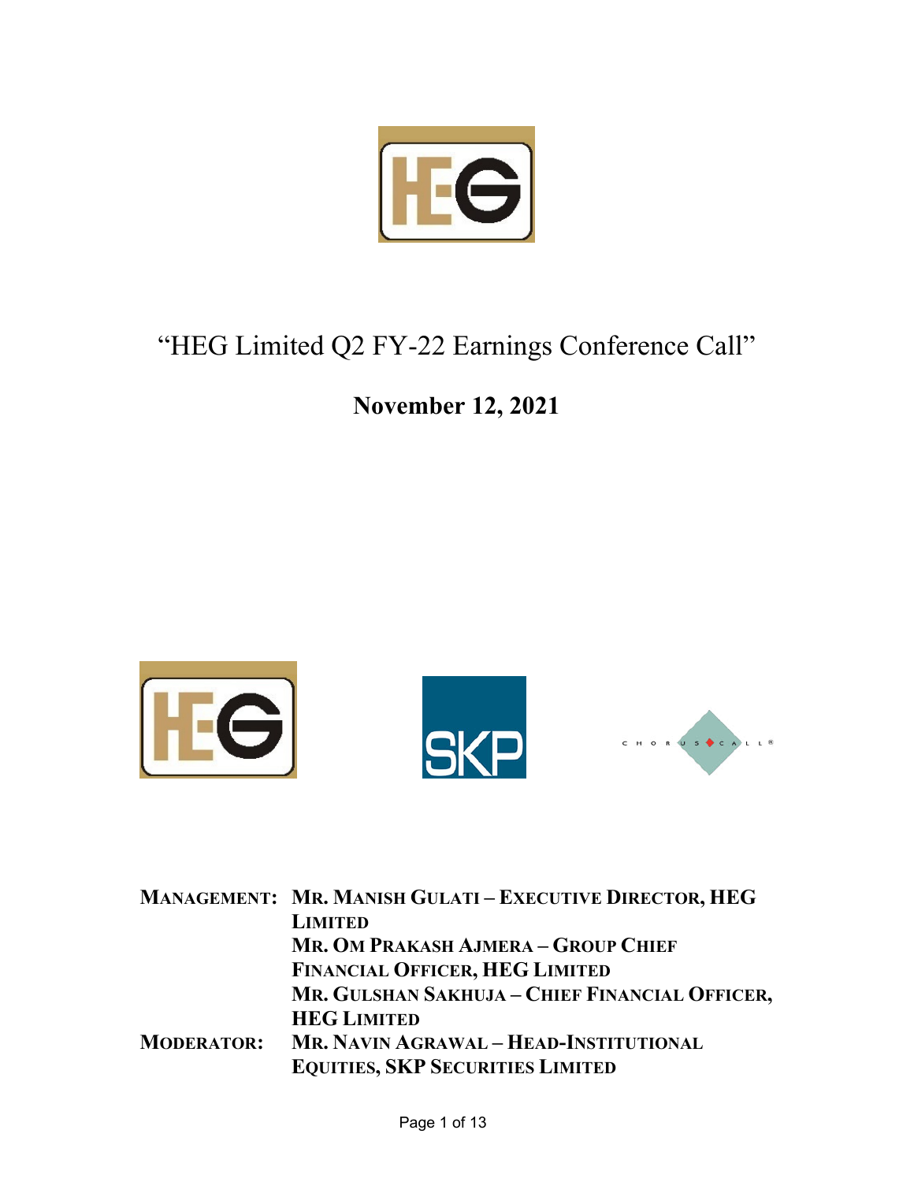# "HEG Limited Q2 FY-22 Earnings Conference Call"

**November 12, 2021**

| | |
|---|---|
| **MANAGEMENT:** | **MR. MANISH GULATI – EXECUTIVE DIRECTOR, HEG LIMITED** |
| | **MR. OM PRAKASH AJMERA – GROUP CHIEF FINANCIAL OFFICER, HEG LIMITED** |
| | **MR. GULSHAN SAKHUJA – CHIEF FINANCIAL OFFICER, HEG LIMITED** |
| **MODERATOR:** | **MR. NAVIN AGRAWAL – HEAD-INSTITUTIONAL EQUITIES, SKP SECURITIES LIMITED** |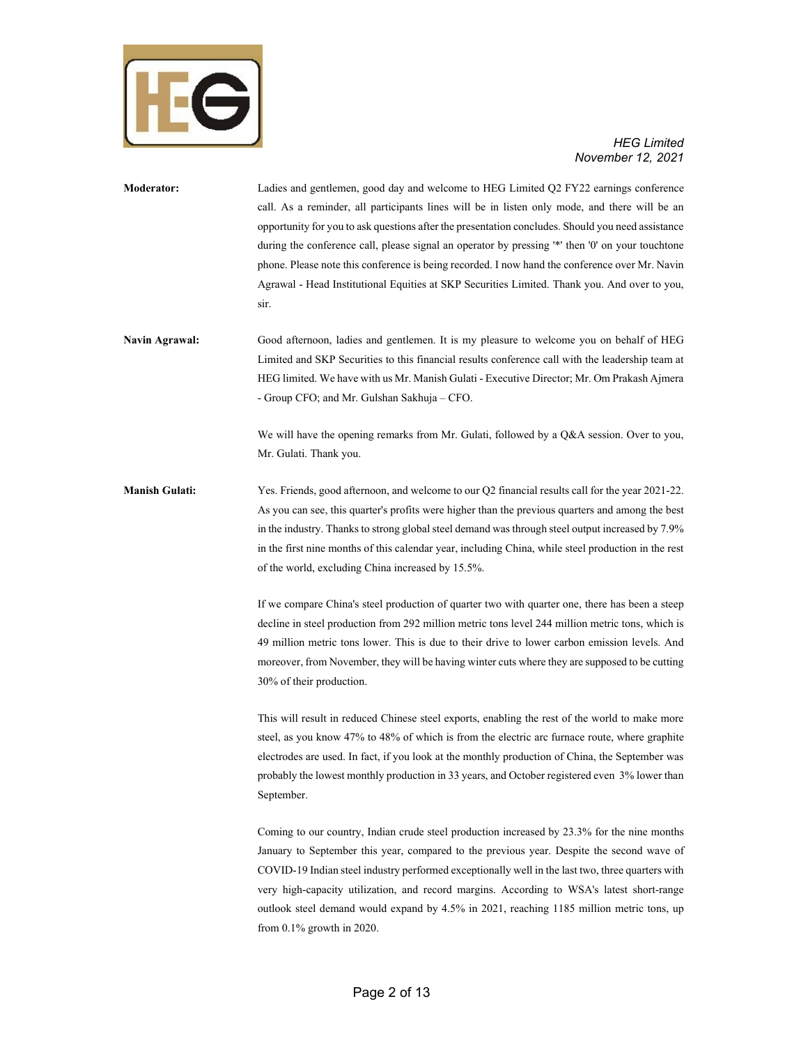**Moderator:** Ladies and gentlemen, good day and welcome to HEG Limited Q2 FY22 earnings conference call. As a reminder, all participants lines will be in listen only mode, and there will be an opportunity for you to ask questions after the presentation concludes. Should you need assistance during the conference call, please signal an operator by pressing '*' then '0' on your touchtone phone. Please note this conference is being recorded. I now hand the conference over Mr. Navin Agrawal - Head Institutional Equities at SKP Securities Limited. Thank you. And over to you, sir.

**Navin Agrawal:** Good afternoon, ladies and gentlemen. It is my pleasure to welcome you on behalf of HEG Limited and SKP Securities to this financial results conference call with the leadership team at HEG limited. We have with us Mr. Manish Gulati - Executive Director; Mr. Om Prakash Ajmera - Group CFO; and Mr. Gulshan Sakhuja – CFO.

We will have the opening remarks from Mr. Gulati, followed by a Q&A session. Over to you, Mr. Gulati. Thank you.

**Manish Gulati:** Yes. Friends, good afternoon, and welcome to our Q2 financial results call for the year 2021-22. As you can see, this quarter's profits were higher than the previous quarters and among the best in the industry. Thanks to strong global steel demand was through steel output increased by 7.9% in the first nine months of this calendar year, including China, while steel production in the rest of the world, excluding China increased by 15.5%.

If we compare China's steel production of quarter two with quarter one, there has been a steep decline in steel production from 292 million metric tons level 244 million metric tons, which is 49 million metric tons lower. This is due to their drive to lower carbon emission levels. And moreover, from November, they will be having winter cuts where they are supposed to be cutting 30% of their production.

This will result in reduced Chinese steel exports, enabling the rest of the world to make more steel, as you know 47% to 48% of which is from the electric arc furnace route, where graphite electrodes are used. In fact, if you look at the monthly production of China, the September was probably the lowest monthly production in 33 years, and October registered even 3% lower than September.

Coming to our country, Indian crude steel production increased by 23.3% for the nine months January to September this year, compared to the previous year. Despite the second wave of COVID-19 Indian steel industry performed exceptionally well in the last two, three quarters with very high-capacity utilization, and record margins. According to WSA's latest short-range outlook steel demand would expand by 4.5% in 2021, reaching 1185 million metric tons, up from 0.1% growth in 2020.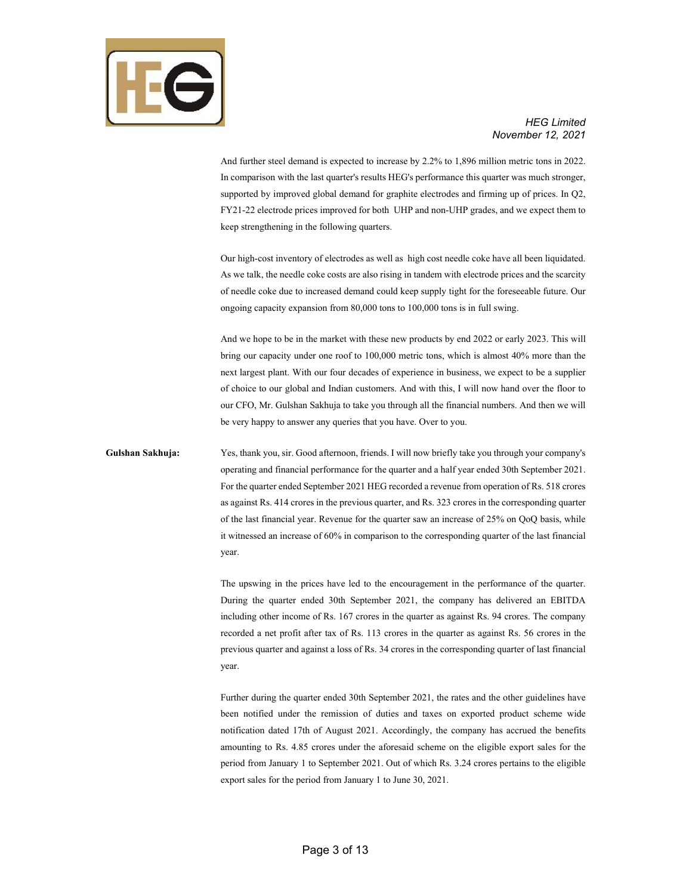And further steel demand is expected to increase by 2.2% to 1,896 million metric tons in 2022. In comparison with the last quarter's results HEG's performance this quarter was much stronger, supported by improved global demand for graphite electrodes and firming up of prices. In Q2, FY21-22 electrode prices improved for both UHP and non-UHP grades, and we expect them to keep strengthening in the following quarters.

Our high-cost inventory of electrodes as well as high cost needle coke have all been liquidated. As we talk, the needle coke costs are also rising in tandem with electrode prices and the scarcity of needle coke due to increased demand could keep supply tight for the foreseeable future. Our ongoing capacity expansion from 80,000 tons to 100,000 tons is in full swing.

And we hope to be in the market with these new products by end 2022 or early 2023. This will bring our capacity under one roof to 100,000 metric tons, which is almost 40% more than the next largest plant. With our four decades of experience in business, we expect to be a supplier of choice to our global and Indian customers. And with this, I will now hand over the floor to our CFO, Mr. Gulshan Sakhuja to take you through all the financial numbers. And then we will be very happy to answer any queries that you have. Over to you.

**Gulshan Sakhuja:** Yes, thank you, sir. Good afternoon, friends. I will now briefly take you through your company's operating and financial performance for the quarter and a half year ended 30th September 2021. For the quarter ended September 2021 HEG recorded a revenue from operation of Rs. 518 crores as against Rs. 414 crores in the previous quarter, and Rs. 323 crores in the corresponding quarter of the last financial year. Revenue for the quarter saw an increase of 25% on QoQ basis, while it witnessed an increase of 60% in comparison to the corresponding quarter of the last financial year.

The upswing in the prices have led to the encouragement in the performance of the quarter. During the quarter ended 30th September 2021, the company has delivered an EBITDA including other income of Rs. 167 crores in the quarter as against Rs. 94 crores. The company recorded a net profit after tax of Rs. 113 crores in the quarter as against Rs. 56 crores in the previous quarter and against a loss of Rs. 34 crores in the corresponding quarter of last financial year.

Further during the quarter ended 30th September 2021, the rates and the other guidelines have been notified under the remission of duties and taxes on exported product scheme wide notification dated 17th of August 2021. Accordingly, the company has accrued the benefits amounting to Rs. 4.85 crores under the aforesaid scheme on the eligible export sales for the period from January 1 to September 2021. Out of which Rs. 3.24 crores pertains to the eligible export sales for the period from January 1 to June 30, 2021.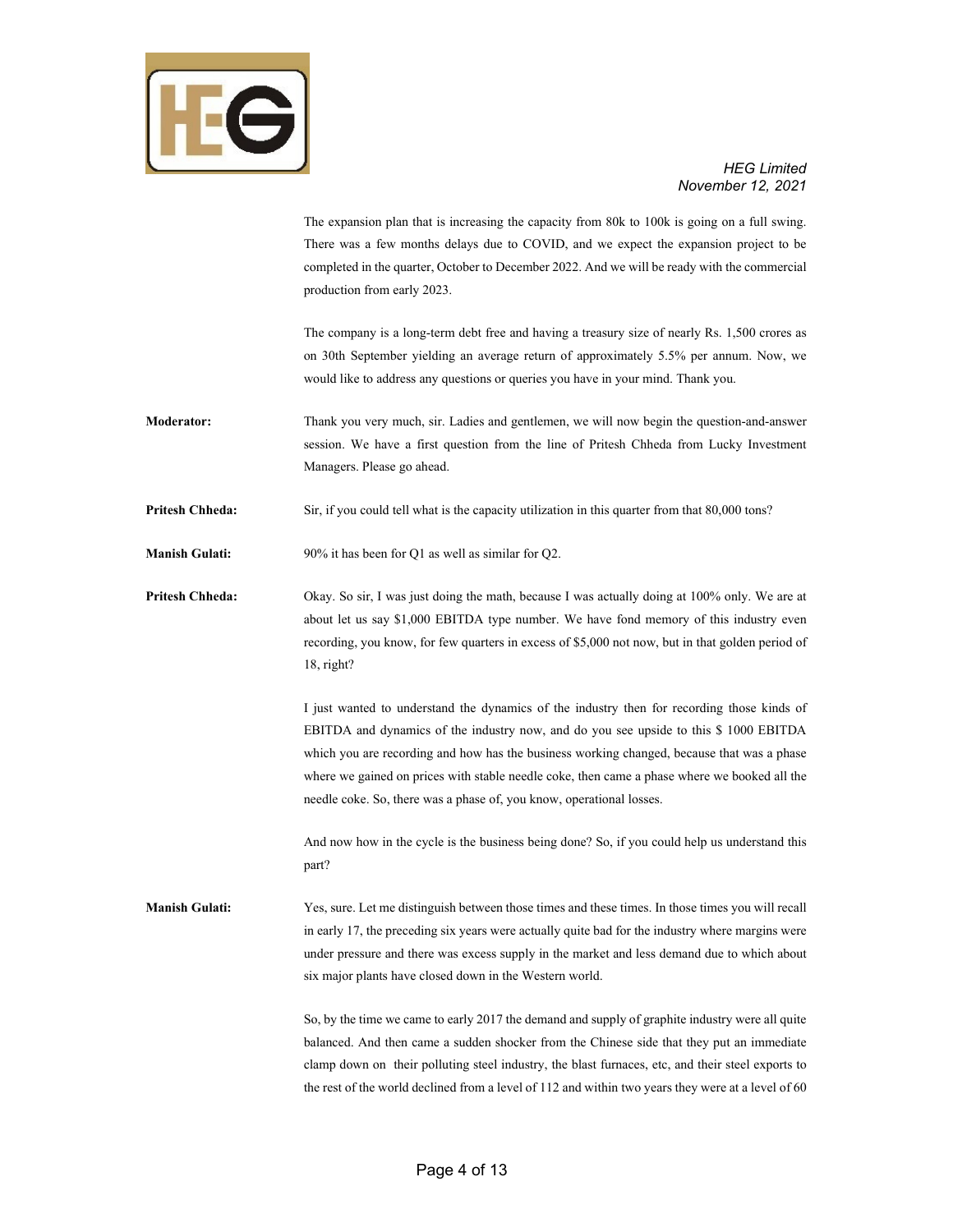The expansion plan that is increasing the capacity from 80k to 100k is going on a full swing. There was a few months delays due to COVID, and we expect the expansion project to be completed in the quarter, October to December 2022. And we will be ready with the commercial production from early 2023.

The company is a long-term debt free and having a treasury size of nearly Rs. 1,500 crores as on 30th September yielding an average return of approximately 5.5% per annum. Now, we would like to address any questions or queries you have in your mind. Thank you.

**Moderator:** Thank you very much, sir. Ladies and gentlemen, we will now begin the question-and-answer session. We have a first question from the line of Pritesh Chheda from Lucky Investment Managers. Please go ahead.

**Pritesh Chheda:** Sir, if you could tell what is the capacity utilization in this quarter from that 80,000 tons?

**Manish Gulati:** 90% it has been for Q1 as well as similar for Q2.

**Pritesh Chheda:** Okay. So sir, I was just doing the math, because I was actually doing at 100% only. We are at about let us say $1,000 EBITDA type number. We have fond memory of this industry even recording, you know, for few quarters in excess of $5,000 not now, but in that golden period of 18, right?

I just wanted to understand the dynamics of the industry then for recording those kinds of EBITDA and dynamics of the industry now, and do you see upside to this $ 1000 EBITDA which you are recording and how has the business working changed, because that was a phase where we gained on prices with stable needle coke, then came a phase where we booked all the needle coke. So, there was a phase of, you know, operational losses.

And now how in the cycle is the business being done? So, if you could help us understand this part?

**Manish Gulati:** Yes, sure. Let me distinguish between those times and these times. In those times you will recall in early 17, the preceding six years were actually quite bad for the industry where margins were under pressure and there was excess supply in the market and less demand due to which about six major plants have closed down in the Western world.

So, by the time we came to early 2017 the demand and supply of graphite industry were all quite balanced. And then came a sudden shocker from the Chinese side that they put an immediate clamp down on their polluting steel industry, the blast furnaces, etc, and their steel exports to the rest of the world declined from a level of 112 and within two years they were at a level of 60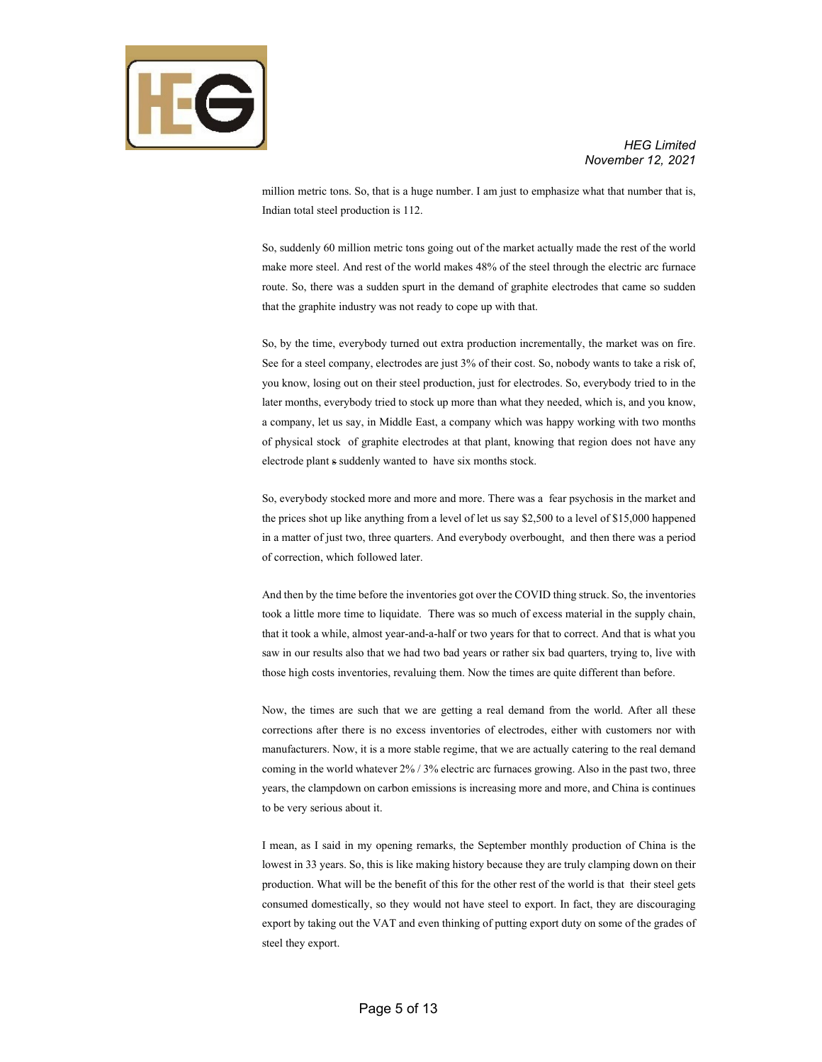million metric tons. So, that is a huge number. I am just to emphasize what that number that is, Indian total steel production is 112.

So, suddenly 60 million metric tons going out of the market actually made the rest of the world make more steel. And rest of the world makes 48% of the steel through the electric arc furnace route. So, there was a sudden spurt in the demand of graphite electrodes that came so sudden that the graphite industry was not ready to cope up with that.

So, by the time, everybody turned out extra production incrementally, the market was on fire. See for a steel company, electrodes are just 3% of their cost. So, nobody wants to take a risk of, you know, losing out on their steel production, just for electrodes. So, everybody tried to in the later months, everybody tried to stock up more than what they needed, which is, and you know, a company, let us say, in Middle East, a company which was happy working with two months of physical stock of graphite electrodes at that plant, knowing that region does not have any electrode plant s suddenly wanted to have six months stock.

So, everybody stocked more and more and more. There was a fear psychosis in the market and the prices shot up like anything from a level of let us say $2,500 to a level of $15,000 happened in a matter of just two, three quarters. And everybody overbought, and then there was a period of correction, which followed later.

And then by the time before the inventories got over the COVID thing struck. So, the inventories took a little more time to liquidate. There was so much of excess material in the supply chain, that it took a while, almost year-and-a-half or two years for that to correct. And that is what you saw in our results also that we had two bad years or rather six bad quarters, trying to, live with those high costs inventories, revaluing them. Now the times are quite different than before.

Now, the times are such that we are getting a real demand from the world. After all these corrections after there is no excess inventories of electrodes, either with customers nor with manufacturers. Now, it is a more stable regime, that we are actually catering to the real demand coming in the world whatever 2% / 3% electric arc furnaces growing. Also in the past two, three years, the clampdown on carbon emissions is increasing more and more, and China is continues to be very serious about it.

I mean, as I said in my opening remarks, the September monthly production of China is the lowest in 33 years. So, this is like making history because they are truly clamping down on their production. What will be the benefit of this for the other rest of the world is that their steel gets consumed domestically, so they would not have steel to export. In fact, they are discouraging export by taking out the VAT and even thinking of putting export duty on some of the grades of steel they export.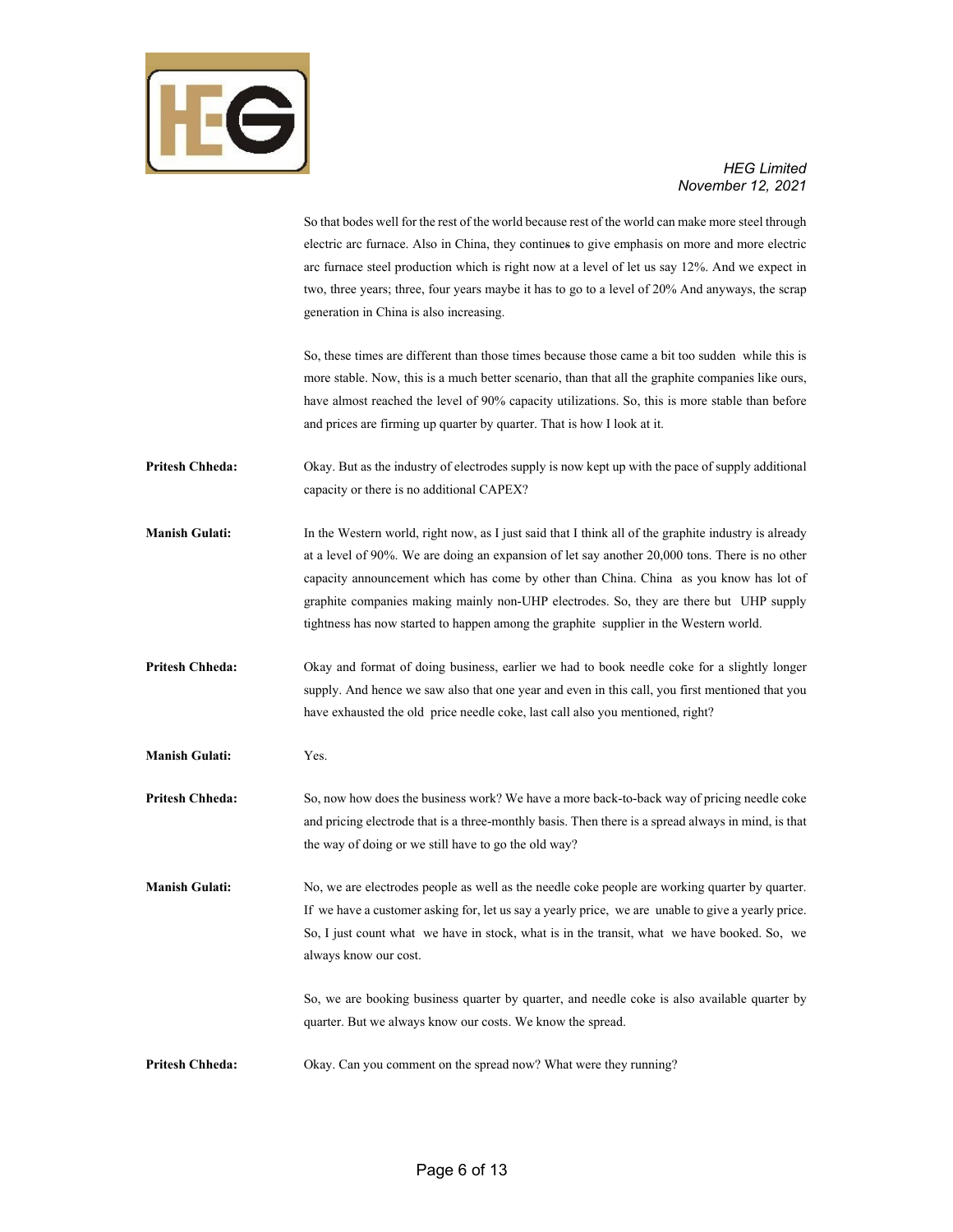So that bodes well for the rest of the world because rest of the world can make more steel through electric arc furnace. Also in China, they continues to give emphasis on more and more electric arc furnace steel production which is right now at a level of let us say 12%. And we expect in two, three years; three, four years maybe it has to go to a level of 20% And anyways, the scrap generation in China is also increasing.

So, these times are different than those times because those came a bit too sudden while this is more stable. Now, this is a much better scenario, than that all the graphite companies like ours, have almost reached the level of 90% capacity utilizations. So, this is more stable than before and prices are firming up quarter by quarter. That is how I look at it.

**Pritesh Chheda:** Okay. But as the industry of electrodes supply is now kept up with the pace of supply additional capacity or there is no additional CAPEX?

**Manish Gulati:** In the Western world, right now, as I just said that I think all of the graphite industry is already at a level of 90%. We are doing an expansion of let say another 20,000 tons. There is no other capacity announcement which has come by other than China. China as you know has lot of graphite companies making mainly non-UHP electrodes. So, they are there but UHP supply tightness has now started to happen among the graphite supplier in the Western world.

**Pritesh Chheda:** Okay and format of doing business, earlier we had to book needle coke for a slightly longer supply. And hence we saw also that one year and even in this call, you first mentioned that you have exhausted the old price needle coke, last call also you mentioned, right?

**Manish Gulati:** Yes.

**Pritesh Chheda:** So, now how does the business work? We have a more back-to-back way of pricing needle coke and pricing electrode that is a three-monthly basis. Then there is a spread always in mind, is that the way of doing or we still have to go the old way?

**Manish Gulati:** No, we are electrodes people as well as the needle coke people are working quarter by quarter. If we have a customer asking for, let us say a yearly price, we are unable to give a yearly price. So, I just count what we have in stock, what is in the transit, what we have booked. So, we always know our cost.

So, we are booking business quarter by quarter, and needle coke is also available quarter by quarter. But we always know our costs. We know the spread.

**Pritesh Chheda:** Okay. Can you comment on the spread now? What were they running?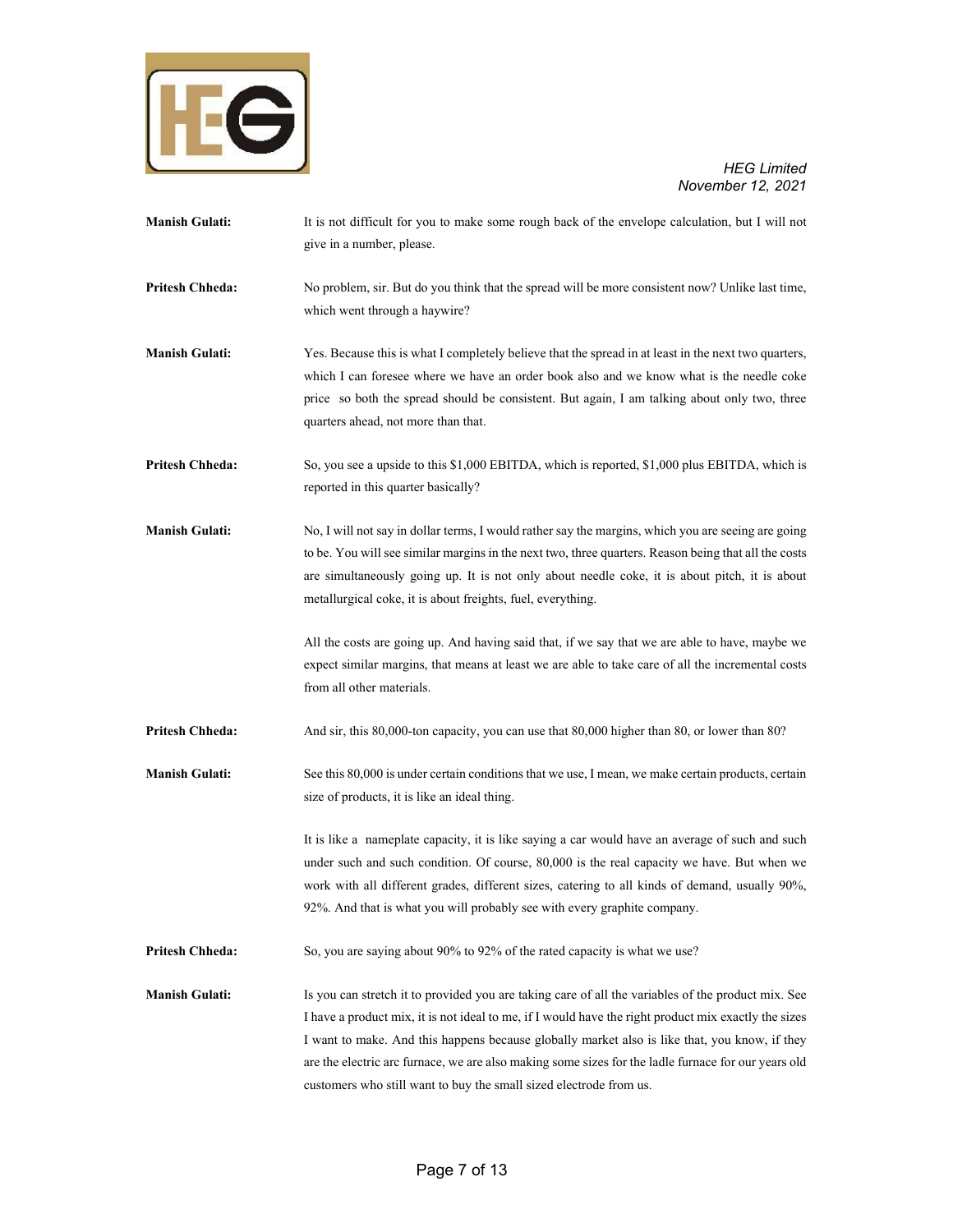**Manish Gulati:** It is not difficult for you to make some rough back of the envelope calculation, but I will not give in a number, please.

**Pritesh Chheda:** No problem, sir. But do you think that the spread will be more consistent now? Unlike last time, which went through a haywire?

**Manish Gulati:** Yes. Because this is what I completely believe that the spread in at least in the next two quarters, which I can foresee where we have an order book also and we know what is the needle coke price so both the spread should be consistent. But again, I am talking about only two, three quarters ahead, not more than that.

**Pritesh Chheda:** So, you see a upside to this $1,000 EBITDA, which is reported, $1,000 plus EBITDA, which is reported in this quarter basically?

**Manish Gulati:** No, I will not say in dollar terms, I would rather say the margins, which you are seeing are going to be. You will see similar margins in the next two, three quarters. Reason being that all the costs are simultaneously going up. It is not only about needle coke, it is about pitch, it is about metallurgical coke, it is about freights, fuel, everything.

All the costs are going up. And having said that, if we say that we are able to have, maybe we expect similar margins, that means at least we are able to take care of all the incremental costs from all other materials.

**Pritesh Chheda:** And sir, this 80,000-ton capacity, you can use that 80,000 higher than 80, or lower than 80?

**Manish Gulati:** See this 80,000 is under certain conditions that we use, I mean, we make certain products, certain size of products, it is like an ideal thing.

It is like a nameplate capacity, it is like saying a car would have an average of such and such under such and such condition. Of course, 80,000 is the real capacity we have. But when we work with all different grades, different sizes, catering to all kinds of demand, usually 90%, 92%. And that is what you will probably see with every graphite company.

**Pritesh Chheda:** So, you are saying about 90% to 92% of the rated capacity is what we use?

**Manish Gulati:** Is you can stretch it to provided you are taking care of all the variables of the product mix. See I have a product mix, it is not ideal to me, if I would have the right product mix exactly the sizes I want to make. And this happens because globally market also is like that, you know, if they are the electric arc furnace, we are also making some sizes for the ladle furnace for our years old customers who still want to buy the small sized electrode from us.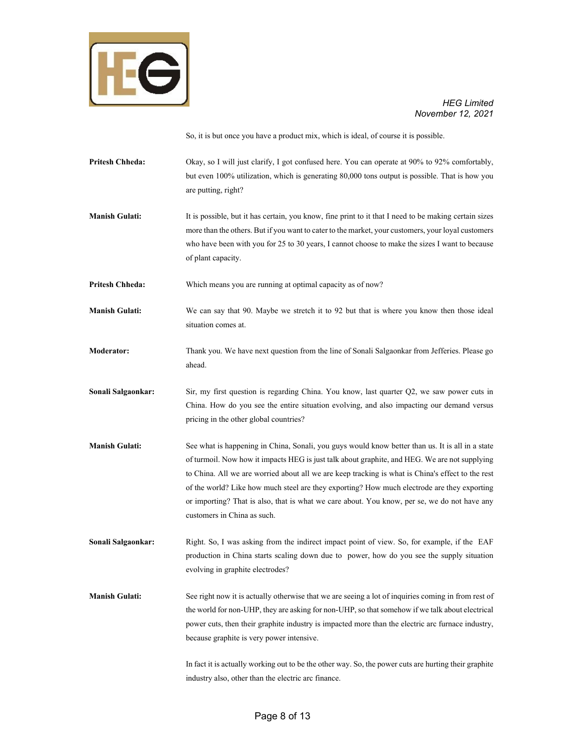So, it is but once you have a product mix, which is ideal, of course it is possible.

**Pritesh Chheda:** Okay, so I will just clarify, I got confused here. You can operate at 90% to 92% comfortably, but even 100% utilization, which is generating 80,000 tons output is possible. That is how you are putting, right?

**Manish Gulati:** It is possible, but it has certain, you know, fine print to it that I need to be making certain sizes more than the others. But if you want to cater to the market, your customers, your loyal customers who have been with you for 25 to 30 years, I cannot choose to make the sizes I want to because of plant capacity.

**Pritesh Chheda:** Which means you are running at optimal capacity as of now?

**Manish Gulati:** We can say that 90. Maybe we stretch it to 92 but that is where you know then those ideal situation comes at.

**Moderator:** Thank you. We have next question from the line of Sonali Salgaonkar from Jefferies. Please go ahead.

**Sonali Salgaonkar:** Sir, my first question is regarding China. You know, last quarter Q2, we saw power cuts in China. How do you see the entire situation evolving, and also impacting our demand versus pricing in the other global countries?

**Manish Gulati:** See what is happening in China, Sonali, you guys would know better than us. It is all in a state of turmoil. Now how it impacts HEG is just talk about graphite, and HEG. We are not supplying to China. All we are worried about all we are keep tracking is what is China's effect to the rest of the world? Like how much steel are they exporting? How much electrode are they exporting or importing? That is also, that is what we care about. You know, per se, we do not have any customers in China as such.

**Sonali Salgaonkar:** Right. So, I was asking from the indirect impact point of view. So, for example, if the EAF production in China starts scaling down due to power, how do you see the supply situation evolving in graphite electrodes?

**Manish Gulati:** See right now it is actually otherwise that we are seeing a lot of inquiries coming in from rest of the world for non-UHP, they are asking for non-UHP, so that somehow if we talk about electrical power cuts, then their graphite industry is impacted more than the electric arc furnace industry, because graphite is very power intensive.

In fact it is actually working out to be the other way. So, the power cuts are hurting their graphite industry also, other than the electric arc finance.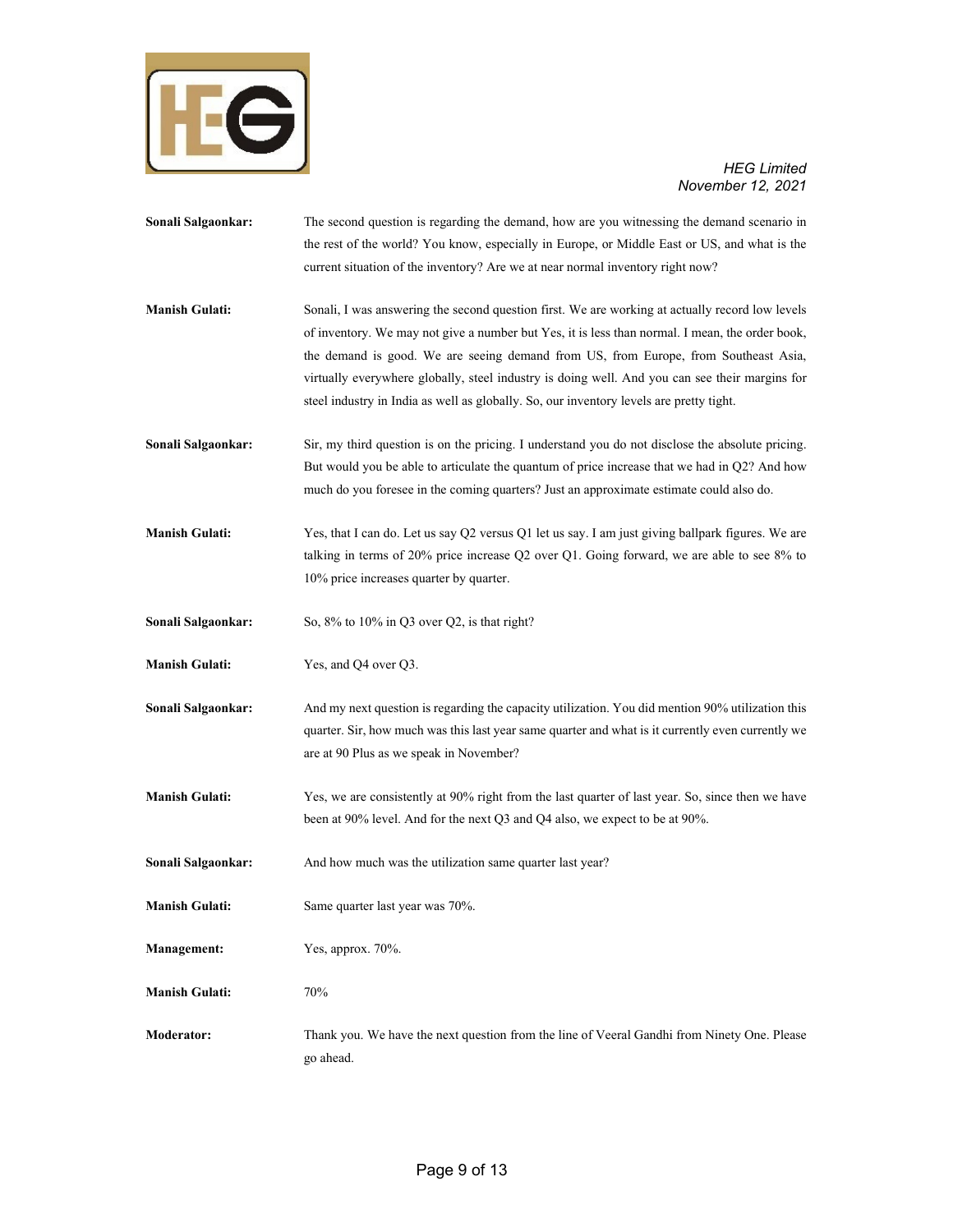**Sonali Salgaonkar:** The second question is regarding the demand, how are you witnessing the demand scenario in the rest of the world? You know, especially in Europe, or Middle East or US, and what is the current situation of the inventory? Are we at near normal inventory right now?

**Manish Gulati:** Sonali, I was answering the second question first. We are working at actually record low levels of inventory. We may not give a number but Yes, it is less than normal. I mean, the order book, the demand is good. We are seeing demand from US, from Europe, from Southeast Asia, virtually everywhere globally, steel industry is doing well. And you can see their margins for steel industry in India as well as globally. So, our inventory levels are pretty tight.

**Sonali Salgaonkar:** Sir, my third question is on the pricing. I understand you do not disclose the absolute pricing. But would you be able to articulate the quantum of price increase that we had in Q2? And how much do you foresee in the coming quarters? Just an approximate estimate could also do.

**Manish Gulati:** Yes, that I can do. Let us say Q2 versus Q1 let us say. I am just giving ballpark figures. We are talking in terms of 20% price increase Q2 over Q1. Going forward, we are able to see 8% to 10% price increases quarter by quarter.

**Sonali Salgaonkar:** So, 8% to 10% in Q3 over Q2, is that right?

**Manish Gulati:** Yes, and Q4 over Q3.

**Sonali Salgaonkar:** And my next question is regarding the capacity utilization. You did mention 90% utilization this quarter. Sir, how much was this last year same quarter and what is it currently even currently we are at 90 Plus as we speak in November?

**Manish Gulati:** Yes, we are consistently at 90% right from the last quarter of last year. So, since then we have been at 90% level. And for the next Q3 and Q4 also, we expect to be at 90%.

**Sonali Salgaonkar:** And how much was the utilization same quarter last year?

**Manish Gulati:** Same quarter last year was 70%.

**Management:** Yes, approx. 70%.

**Manish Gulati:** 70%

**Moderator:** Thank you. We have the next question from the line of Veeral Gandhi from Ninety One. Please go ahead.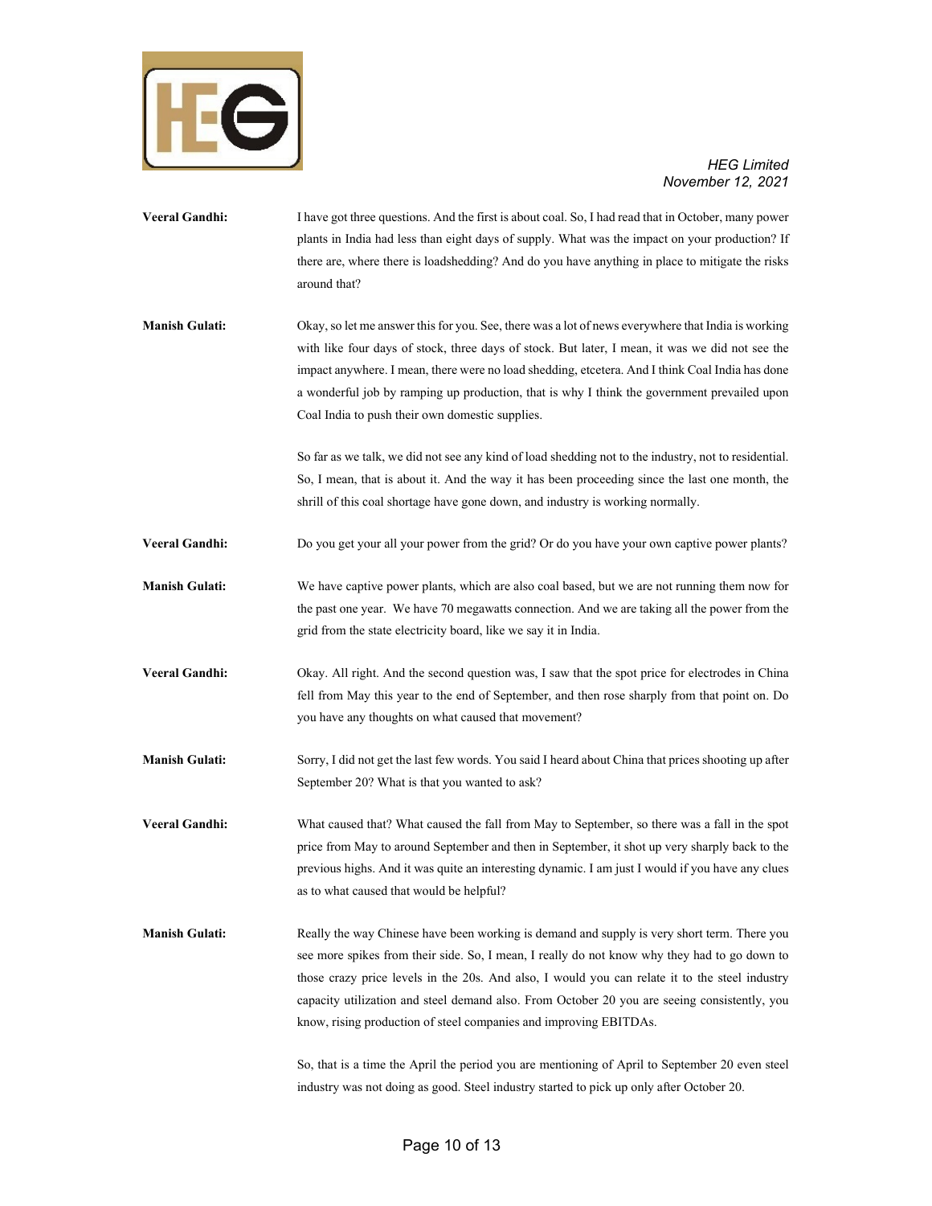**Veeral Gandhi:** I have got three questions. And the first is about coal. So, I had read that in October, many power plants in India had less than eight days of supply. What was the impact on your production? If there are, where there is loadshedding? And do you have anything in place to mitigate the risks around that?

**Manish Gulati:** Okay, so let me answer this for you. See, there was a lot of news everywhere that India is working with like four days of stock, three days of stock. But later, I mean, it was we did not see the impact anywhere. I mean, there were no load shedding, etcetera. And I think Coal India has done a wonderful job by ramping up production, that is why I think the government prevailed upon Coal India to push their own domestic supplies.

So far as we talk, we did not see any kind of load shedding not to the industry, not to residential. So, I mean, that is about it. And the way it has been proceeding since the last one month, the shrill of this coal shortage have gone down, and industry is working normally.

**Veeral Gandhi:** Do you get your all your power from the grid? Or do you have your own captive power plants?

**Manish Gulati:** We have captive power plants, which are also coal based, but we are not running them now for the past one year. We have 70 megawatts connection. And we are taking all the power from the grid from the state electricity board, like we say it in India.

**Veeral Gandhi:** Okay. All right. And the second question was, I saw that the spot price for electrodes in China fell from May this year to the end of September, and then rose sharply from that point on. Do you have any thoughts on what caused that movement?

**Manish Gulati:** Sorry, I did not get the last few words. You said I heard about China that prices shooting up after September 20? What is that you wanted to ask?

**Veeral Gandhi:** What caused that? What caused the fall from May to September, so there was a fall in the spot price from May to around September and then in September, it shot up very sharply back to the previous highs. And it was quite an interesting dynamic. I am just I would if you have any clues as to what caused that would be helpful?

**Manish Gulati:** Really the way Chinese have been working is demand and supply is very short term. There you see more spikes from their side. So, I mean, I really do not know why they had to go down to those crazy price levels in the 20s. And also, I would you can relate it to the steel industry capacity utilization and steel demand also. From October 20 you are seeing consistently, you know, rising production of steel companies and improving EBITDAs.

So, that is a time the April the period you are mentioning of April to September 20 even steel industry was not doing as good. Steel industry started to pick up only after October 20.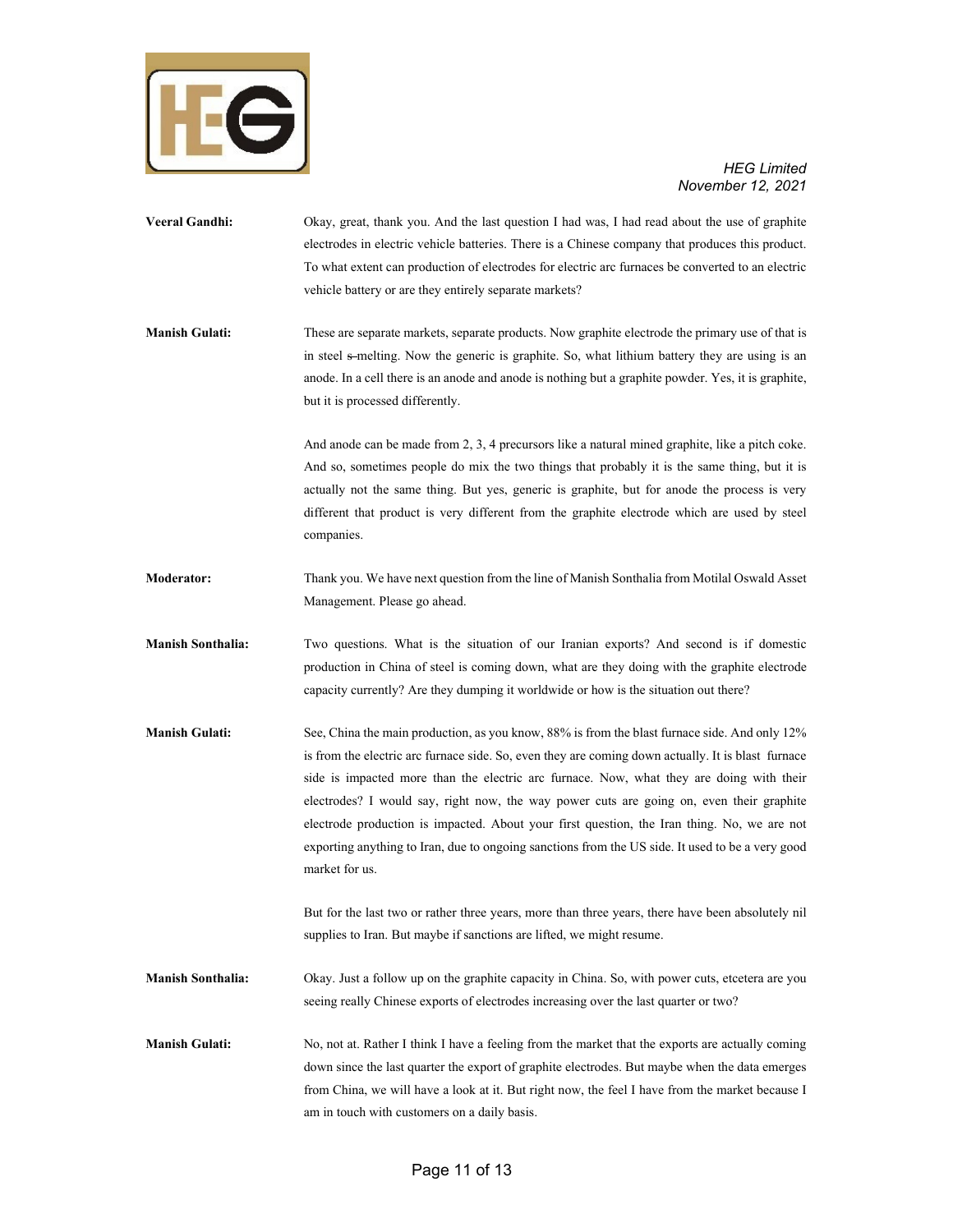**Veeral Gandhi:** Okay, great, thank you. And the last question I had was, I had read about the use of graphite electrodes in electric vehicle batteries. There is a Chinese company that produces this product. To what extent can production of electrodes for electric arc furnaces be converted to an electric vehicle battery or are they entirely separate markets?

**Manish Gulati:** These are separate markets, separate products. Now graphite electrode the primary use of that is in steel s-melting. Now the generic is graphite. So, what lithium battery they are using is an anode. In a cell there is an anode and anode is nothing but a graphite powder. Yes, it is graphite, but it is processed differently.

And anode can be made from 2, 3, 4 precursors like a natural mined graphite, like a pitch coke. And so, sometimes people do mix the two things that probably it is the same thing, but it is actually not the same thing. But yes, generic is graphite, but for anode the process is very different that product is very different from the graphite electrode which are used by steel companies.

**Moderator:** Thank you. We have next question from the line of Manish Sonthalia from Motilal Oswald Asset Management. Please go ahead.

**Manish Sonthalia:** Two questions. What is the situation of our Iranian exports? And second is if domestic production in China of steel is coming down, what are they doing with the graphite electrode capacity currently? Are they dumping it worldwide or how is the situation out there?

**Manish Gulati:** See, China the main production, as you know, 88% is from the blast furnace side. And only 12% is from the electric arc furnace side. So, even they are coming down actually. It is blast furnace side is impacted more than the electric arc furnace. Now, what they are doing with their electrodes? I would say, right now, the way power cuts are going on, even their graphite electrode production is impacted. About your first question, the Iran thing. No, we are not exporting anything to Iran, due to ongoing sanctions from the US side. It used to be a very good market for us.

But for the last two or rather three years, more than three years, there have been absolutely nil supplies to Iran. But maybe if sanctions are lifted, we might resume.

**Manish Sonthalia:** Okay. Just a follow up on the graphite capacity in China. So, with power cuts, etcetera are you seeing really Chinese exports of electrodes increasing over the last quarter or two?

**Manish Gulati:** No, not at. Rather I think I have a feeling from the market that the exports are actually coming down since the last quarter the export of graphite electrodes. But maybe when the data emerges from China, we will have a look at it. But right now, the feel I have from the market because I am in touch with customers on a daily basis.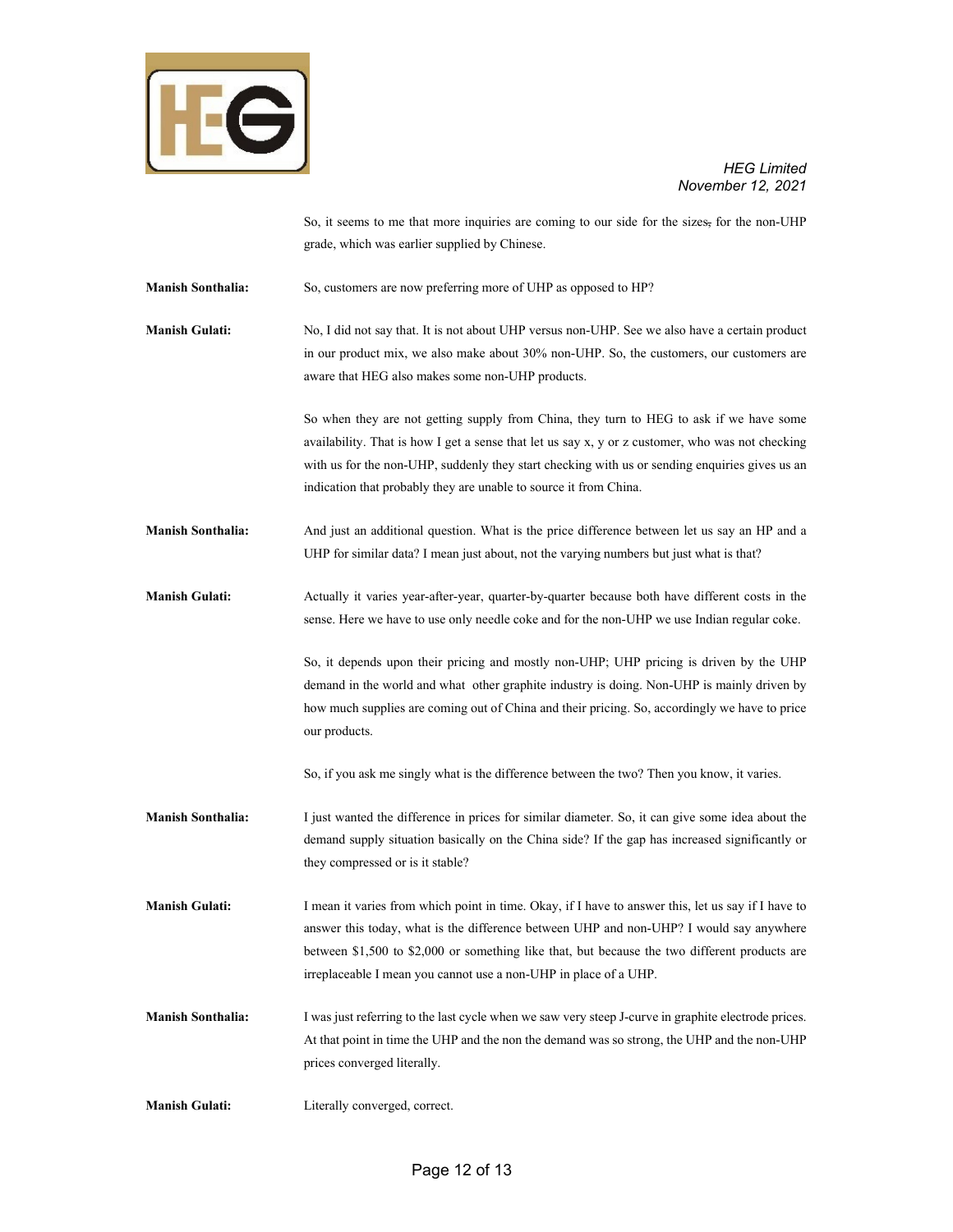So, it seems to me that more inquiries are coming to our side for the sizes, for the non-UHP grade, which was earlier supplied by Chinese.

**Manish Sonthalia:** So, customers are now preferring more of UHP as opposed to HP?

**Manish Gulati:** No, I did not say that. It is not about UHP versus non-UHP. See we also have a certain product in our product mix, we also make about 30% non-UHP. So, the customers, our customers are aware that HEG also makes some non-UHP products.

So when they are not getting supply from China, they turn to HEG to ask if we have some availability. That is how I get a sense that let us say x, y or z customer, who was not checking with us for the non-UHP, suddenly they start checking with us or sending enquiries gives us an indication that probably they are unable to source it from China.

**Manish Sonthalia:** And just an additional question. What is the price difference between let us say an HP and a UHP for similar data? I mean just about, not the varying numbers but just what is that?

**Manish Gulati:** Actually it varies year-after-year, quarter-by-quarter because both have different costs in the sense. Here we have to use only needle coke and for the non-UHP we use Indian regular coke.

So, it depends upon their pricing and mostly non-UHP; UHP pricing is driven by the UHP demand in the world and what other graphite industry is doing. Non-UHP is mainly driven by how much supplies are coming out of China and their pricing. So, accordingly we have to price our products.

So, if you ask me singly what is the difference between the two? Then you know, it varies.

**Manish Sonthalia:** I just wanted the difference in prices for similar diameter. So, it can give some idea about the demand supply situation basically on the China side? If the gap has increased significantly or they compressed or is it stable?

**Manish Gulati:** I mean it varies from which point in time. Okay, if I have to answer this, let us say if I have to answer this today, what is the difference between UHP and non-UHP? I would say anywhere between $1,500 to $2,000 or something like that, but because the two different products are irreplaceable I mean you cannot use a non-UHP in place of a UHP.

**Manish Sonthalia:** I was just referring to the last cycle when we saw very steep J-curve in graphite electrode prices. At that point in time the UHP and the non the demand was so strong, the UHP and the non-UHP prices converged literally.

**Manish Gulati:** Literally converged, correct.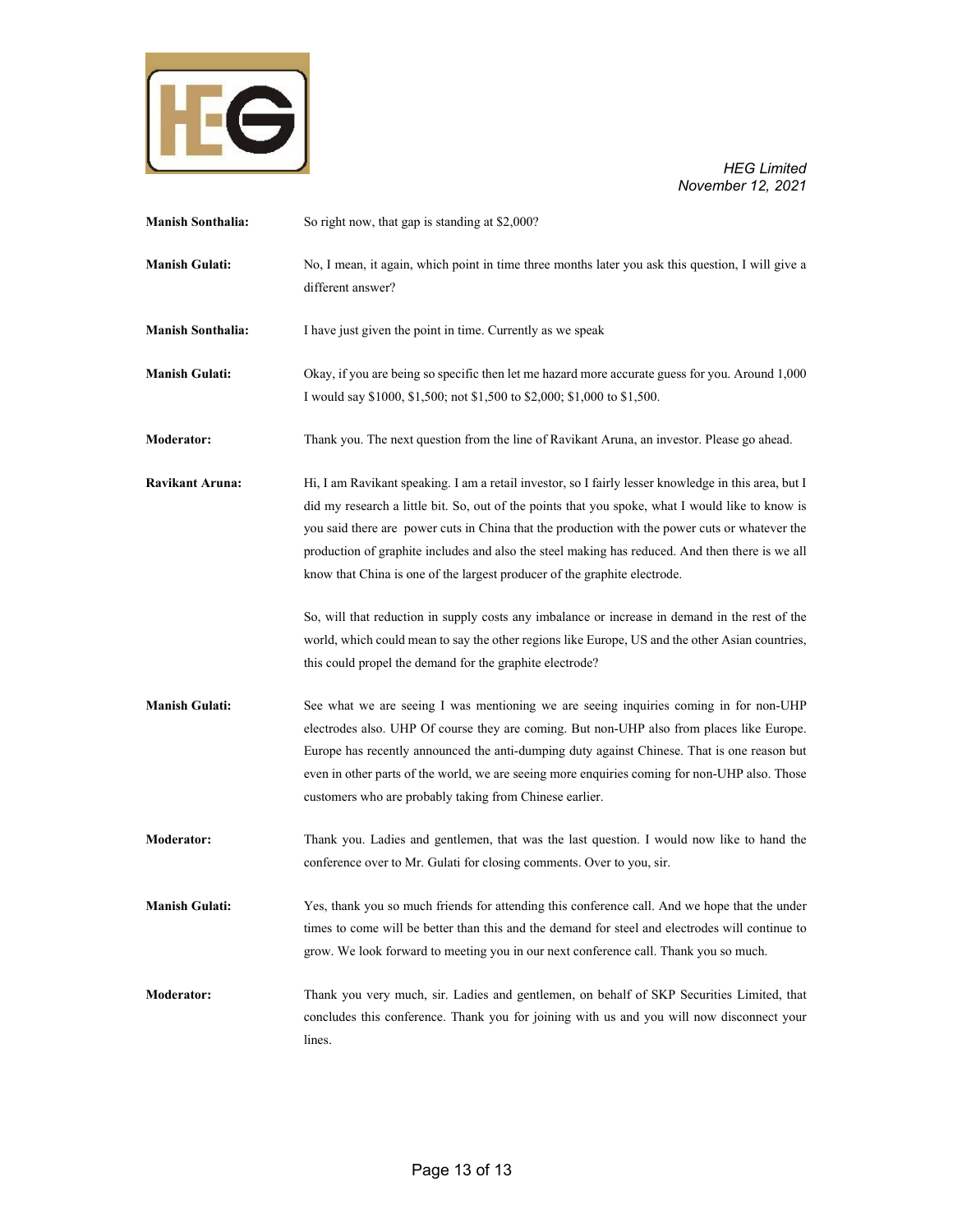**Manish Sonthalia:** So right now, that gap is standing at $2,000?

**Manish Gulati:** No, I mean, it again, which point in time three months later you ask this question, I will give a different answer?

**Manish Sonthalia:** I have just given the point in time. Currently as we speak

**Manish Gulati:** Okay, if you are being so specific then let me hazard more accurate guess for you. Around 1,000 I would say $1000, $1,500; not $1,500 to $2,000; $1,000 to $1,500.

**Moderator:** Thank you. The next question from the line of Ravikant Aruna, an investor. Please go ahead.

**Ravikant Aruna:** Hi, I am Ravikant speaking. I am a retail investor, so I fairly lesser knowledge in this area, but I did my research a little bit. So, out of the points that you spoke, what I would like to know is you said there are power cuts in China that the production with the power cuts or whatever the production of graphite includes and also the steel making has reduced. And then there is we all know that China is one of the largest producer of the graphite electrode.

So, will that reduction in supply costs any imbalance or increase in demand in the rest of the world, which could mean to say the other regions like Europe, US and the other Asian countries, this could propel the demand for the graphite electrode?

**Manish Gulati:** See what we are seeing I was mentioning we are seeing inquiries coming in for non-UHP electrodes also. UHP Of course they are coming. But non-UHP also from places like Europe. Europe has recently announced the anti-dumping duty against Chinese. That is one reason but even in other parts of the world, we are seeing more enquiries coming for non-UHP also. Those customers who are probably taking from Chinese earlier.

**Moderator:** Thank you. Ladies and gentlemen, that was the last question. I would now like to hand the conference over to Mr. Gulati for closing comments. Over to you, sir.

**Manish Gulati:** Yes, thank you so much friends for attending this conference call. And we hope that the under times to come will be better than this and the demand for steel and electrodes will continue to grow. We look forward to meeting you in our next conference call. Thank you so much.

**Moderator:** Thank you very much, sir. Ladies and gentlemen, on behalf of SKP Securities Limited, that concludes this conference. Thank you for joining with us and you will now disconnect your lines.